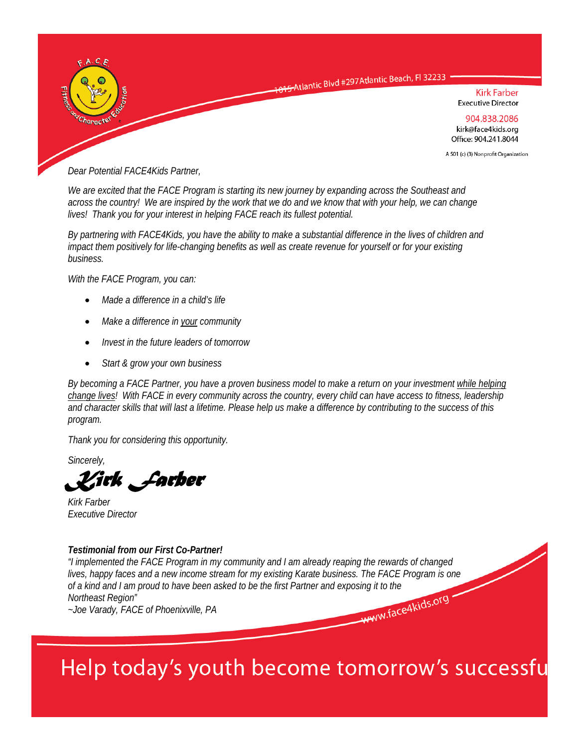F.A.C.E.

Fitness and Character Education

1015 Atlantic Blvd #297 Atlantic Beach, Fl 32233

Kirk Farber
Executive Director

904.838.2086
kirk@face4kids.org
Office: 904.241.8044

A 501 (c) (3) Nonprofit Organization

*Dear Potential FACE4Kids Partner,*

*We are excited that the FACE Program is starting its new journey by expanding across the Southeast and across the country! We are inspired by the work that we do and we know that with your help, we can change lives! Thank you for your interest in helping FACE reach its fullest potential.*

*By partnering with FACE4Kids, you have the ability to make a substantial difference in the lives of children and impact them positively for life-changing benefits as well as create revenue for yourself or for your existing business.*

*With the FACE Program, you can:*

- *Made a difference in a child's life*
- *Make a difference in your community*
- *Invest in the future leaders of tomorrow*
- *Start & grow your own business*

*By becoming a FACE Partner, you have a proven business model to make a return on your investment while helping change lives! With FACE in every community across the country, every child can have access to fitness, leadership and character skills that will last a lifetime. Please help us make a difference by contributing to the success of this program.*

*Thank you for considering this opportunity.*

*Sincerely,*

*Kirk Farber*

*Kirk Farber*
*Executive Director*

***Testimonial from our First Co-Partner!***
*"I implemented the FACE Program in my community and I am already reaping the rewards of changed lives, happy faces and a new income stream for my existing Karate business. The FACE Program is one of a kind and I am proud to have been asked to be the first Partner and exposing it to the Northeast Region"*
*~Joe Varady, FACE of Phoenixville, PA*

www.face4kids.org

Help today's youth become tomorrow's successfu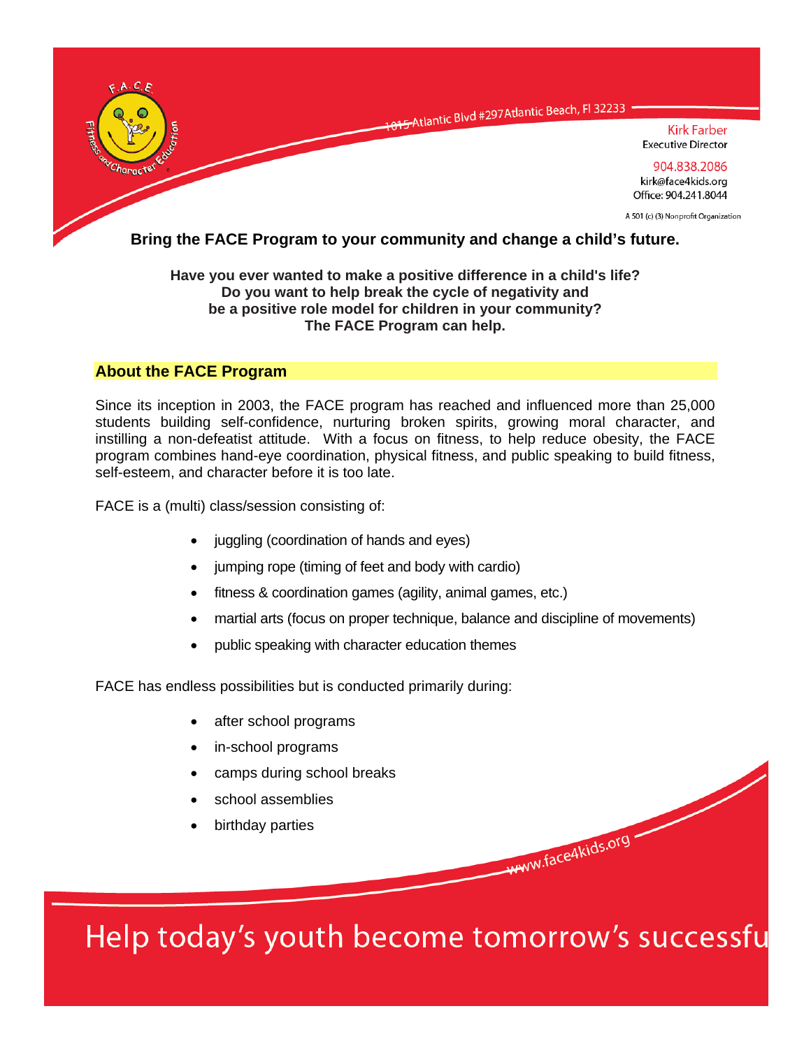1015 Atlantic Blvd #297 Atlantic Beach, Fl 32233

Kirk Farber
Executive Director

904.838.2086
kirk@face4kids.org
Office: 904.241.8044

A 501 (c) (3) Nonprofit Organization

**Bring the FACE Program to your community and change a child's future.**

**Have you ever wanted to make a positive difference in a child's life?**
**Do you want to help break the cycle of negativity and**
**be a positive role model for children in your community?**
**The FACE Program can help.**

## About the FACE Program

Since its inception in 2003, the FACE program has reached and influenced more than 25,000 students building self-confidence, nurturing broken spirits, growing moral character, and instilling a non-defeatist attitude. With a focus on fitness, to help reduce obesity, the FACE program combines hand-eye coordination, physical fitness, and public speaking to build fitness, self-esteem, and character before it is too late.

FACE is a (multi) class/session consisting of:

- juggling (coordination of hands and eyes)
- jumping rope (timing of feet and body with cardio)
- fitness & coordination games (agility, animal games, etc.)
- martial arts (focus on proper technique, balance and discipline of movements)
- public speaking with character education themes

FACE has endless possibilities but is conducted primarily during:

- after school programs
- in-school programs
- camps during school breaks
- school assemblies
- birthday parties

www.face4kids.org

Help today's youth become tomorrow's successfu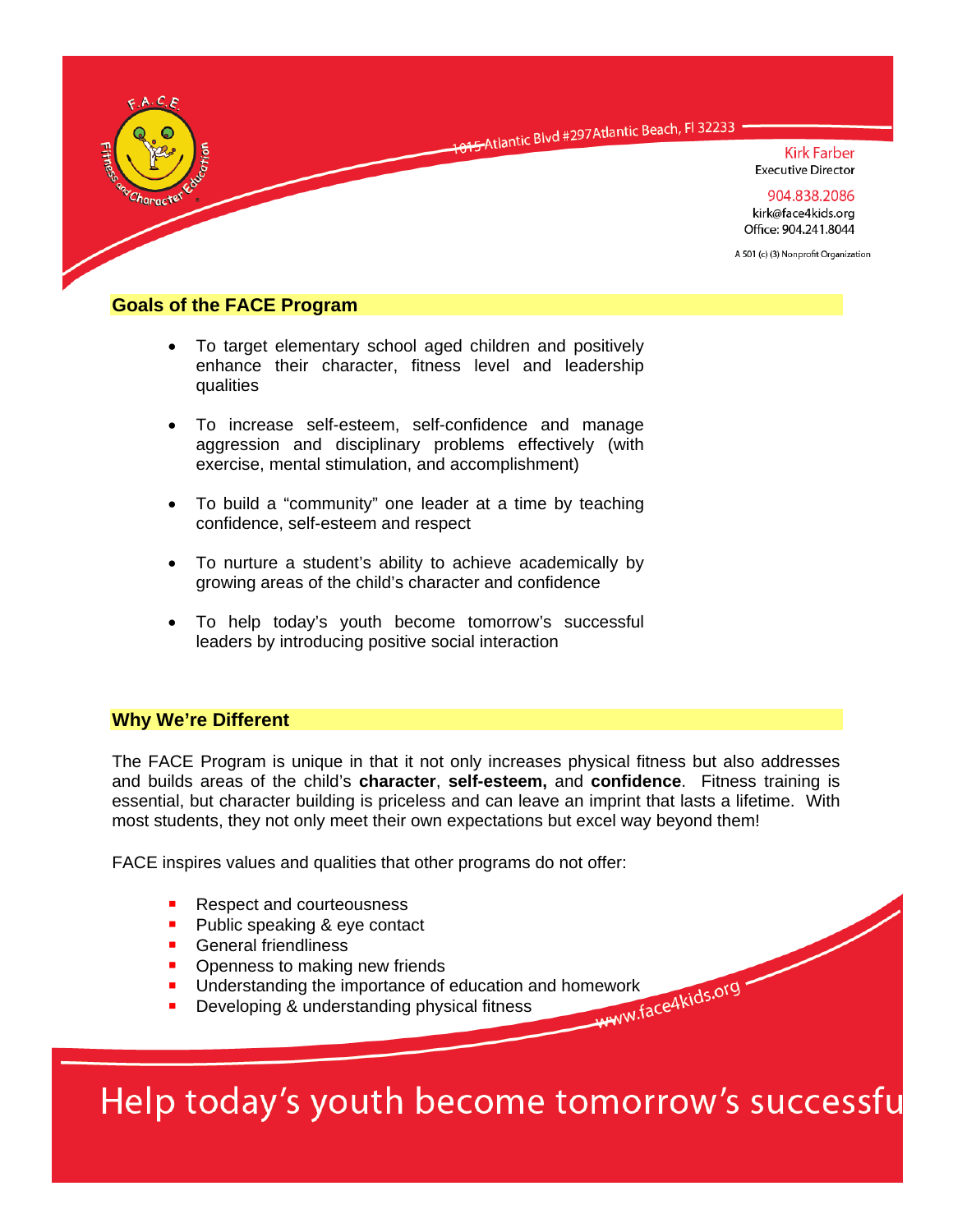1015 Atlantic Blvd #297 Atlantic Beach, Fl 32233

Kirk Farber
Executive Director

904.838.2086
kirk@face4kids.org
Office: 904.241.8044

A 501 (c) (3) Nonprofit Organization

## Goals of the FACE Program

- To target elementary school aged children and positively enhance their character, fitness level and leadership qualities
- To increase self-esteem, self-confidence and manage aggression and disciplinary problems effectively (with exercise, mental stimulation, and accomplishment)
- To build a "community" one leader at a time by teaching confidence, self-esteem and respect
- To nurture a student's ability to achieve academically by growing areas of the child's character and confidence
- To help today's youth become tomorrow's successful leaders by introducing positive social interaction

## Why We're Different

The FACE Program is unique in that it not only increases physical fitness but also addresses and builds areas of the child's **character**, **self-esteem,** and **confidence**. Fitness training is essential, but character building is priceless and can leave an imprint that lasts a lifetime. With most students, they not only meet their own expectations but excel way beyond them!

FACE inspires values and qualities that other programs do not offer:

- Respect and courteousness
- Public speaking & eye contact
- General friendliness
- Openness to making new friends
- Understanding the importance of education and homework
- Developing & understanding physical fitness

www.face4kids.org

Help today's youth become tomorrow's successfu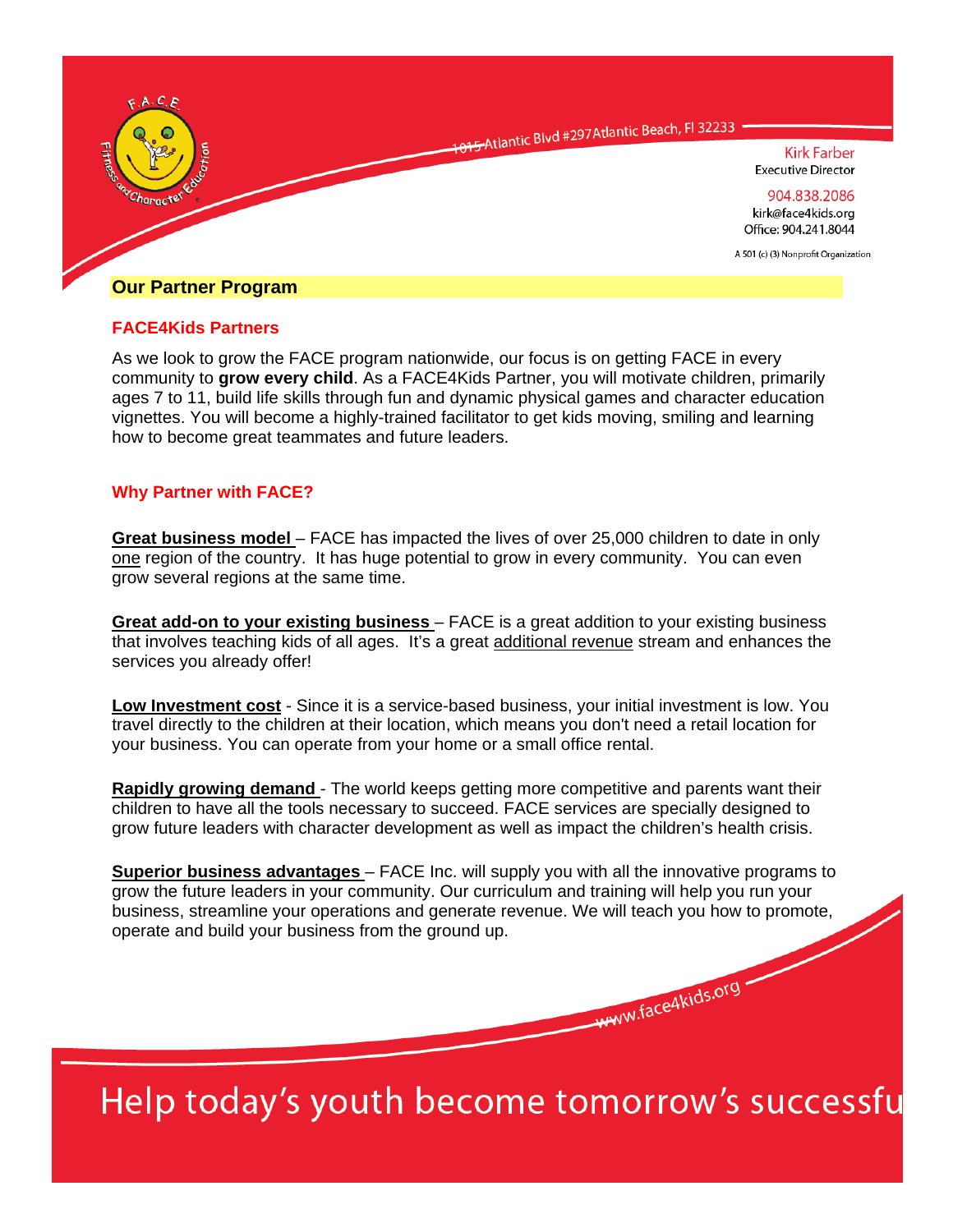1015 Atlantic Blvd #297 Atlantic Beach, Fl 32233

Kirk Farber
Executive Director

904.838.2086
kirk@face4kids.org
Office: 904.241.8044

A 501 (c) (3) Nonprofit Organization

## Our Partner Program

### FACE4Kids Partners

As we look to grow the FACE program nationwide, our focus is on getting FACE in every community to **grow every child**. As a FACE4Kids Partner, you will motivate children, primarily ages 7 to 11, build life skills through fun and dynamic physical games and character education vignettes. You will become a highly-trained facilitator to get kids moving, smiling and learning how to become great teammates and future leaders.

### Why Partner with FACE?

**Great business model** – FACE has impacted the lives of over 25,000 children to date in only one region of the country. It has huge potential to grow in every community. You can even grow several regions at the same time.

**Great add-on to your existing business** – FACE is a great addition to your existing business that involves teaching kids of all ages. It's a great additional revenue stream and enhances the services you already offer!

**Low Investment cost** - Since it is a service-based business, your initial investment is low. You travel directly to the children at their location, which means you don't need a retail location for your business. You can operate from your home or a small office rental.

**Rapidly growing demand** - The world keeps getting more competitive and parents want their children to have all the tools necessary to succeed. FACE services are specially designed to grow future leaders with character development as well as impact the children's health crisis.

**Superior business advantages** – FACE Inc. will supply you with all the innovative programs to grow the future leaders in your community. Our curriculum and training will help you run your business, streamline your operations and generate revenue. We will teach you how to promote, operate and build your business from the ground up.

www.face4kids.org

Help today's youth become tomorrow's successfu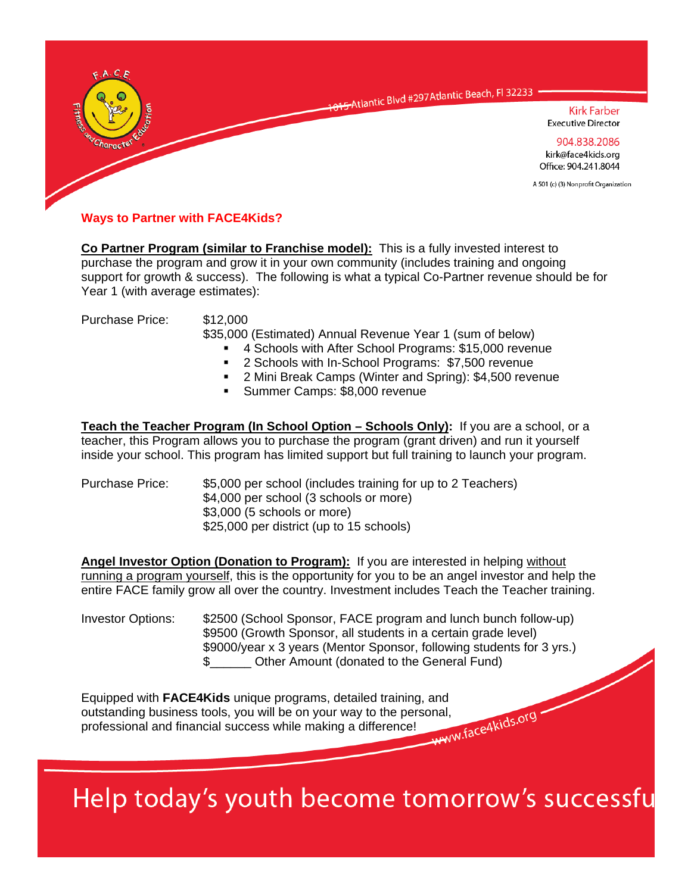F.A.C.E. Fitness and Character Education

1015 Atlantic Blvd #297 Atlantic Beach, Fl 32233

Kirk Farber
Executive Director

904.838.2086
kirk@face4kids.org
Office: 904.241.8044

A 501 (c) (3) Nonprofit Organization

## Ways to Partner with FACE4Kids?

**Co Partner Program (similar to Franchise model):** This is a fully invested interest to purchase the program and grow it in your own community (includes training and ongoing support for growth & success). The following is what a typical Co-Partner revenue should be for Year 1 (with average estimates):

Purchase Price: $12,000

$35,000 (Estimated) Annual Revenue Year 1 (sum of below)

- 4 Schools with After School Programs: $15,000 revenue
- 2 Schools with In-School Programs: $7,500 revenue
- 2 Mini Break Camps (Winter and Spring): $4,500 revenue
- Summer Camps: $8,000 revenue

**Teach the Teacher Program (In School Option – Schools Only):** If you are a school, or a teacher, this Program allows you to purchase the program (grant driven) and run it yourself inside your school. This program has limited support but full training to launch your program.

Purchase Price:
$5,000 per school (includes training for up to 2 Teachers)
$4,000 per school (3 schools or more)
$3,000 (5 schools or more)
$25,000 per district (up to 15 schools)

**Angel Investor Option (Donation to Program):** If you are interested in helping without running a program yourself, this is the opportunity for you to be an angel investor and help the entire FACE family grow all over the country. Investment includes Teach the Teacher training.

Investor Options:
$2500 (School Sponsor, FACE program and lunch bunch follow-up)
$9500 (Growth Sponsor, all students in a certain grade level)
$9000/year x 3 years (Mentor Sponsor, following students for 3 yrs.)
$______ Other Amount (donated to the General Fund)

Equipped with **FACE4Kids** unique programs, detailed training, and outstanding business tools, you will be on your way to the personal, professional and financial success while making a difference!

www.face4kids.org

Help today's youth become tomorrow's successfu